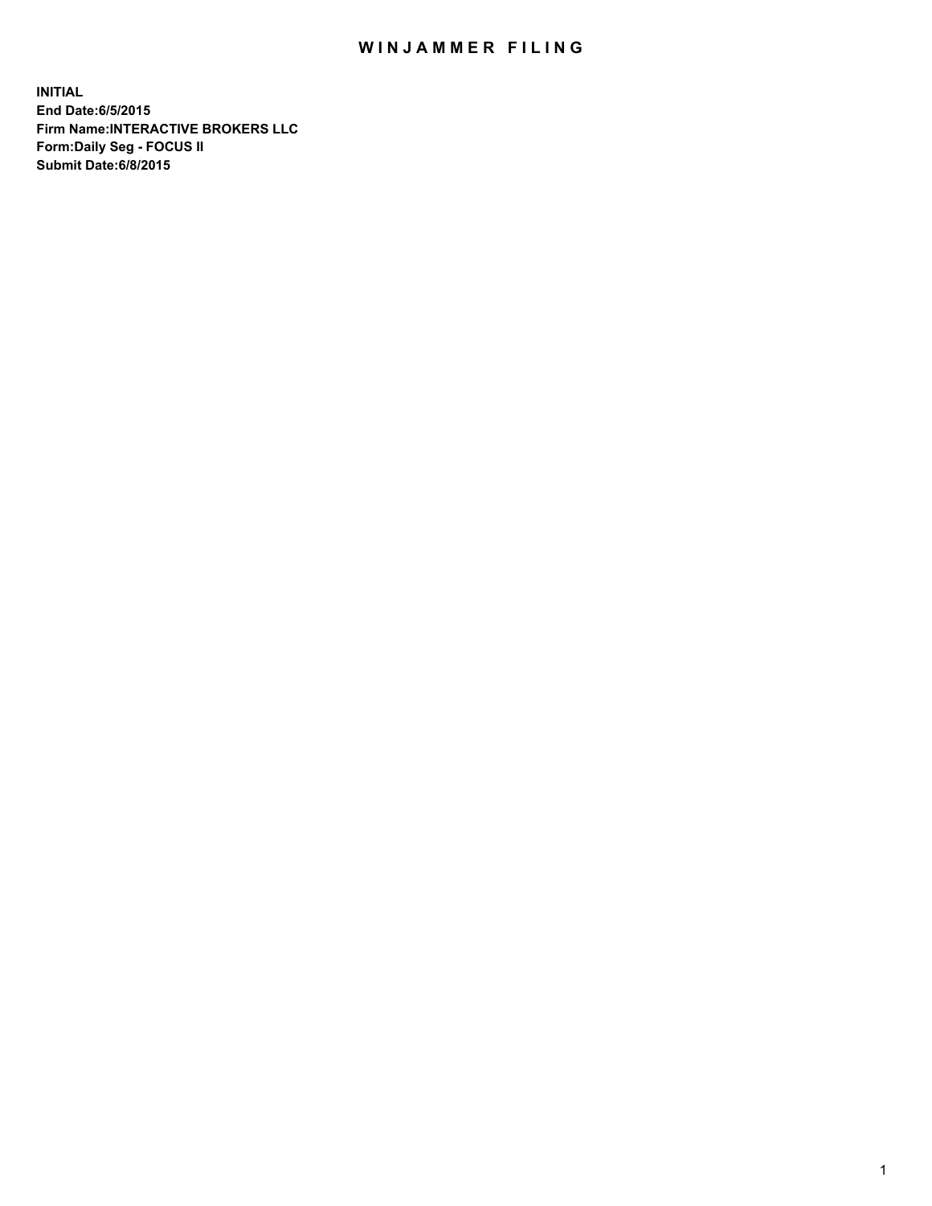# WINJAMMER FILING

**INITIAL**
**End Date:6/5/2015**
**Firm Name:INTERACTIVE BROKERS LLC**
**Form:Daily Seg - FOCUS II**
**Submit Date:6/8/2015**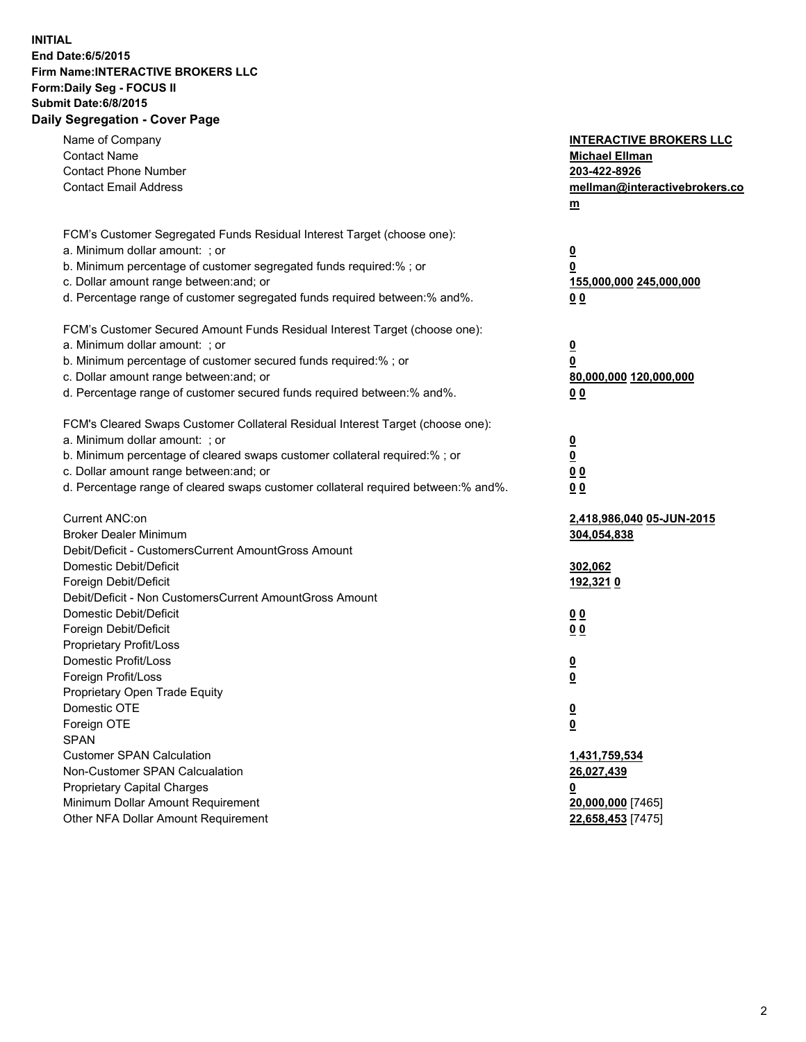**INITIAL**
**End Date:6/5/2015**
**Firm Name:INTERACTIVE BROKERS LLC**
**Form:Daily Seg - FOCUS II**
**Submit Date:6/8/2015**
**Daily Segregation - Cover Page**

| | |
|---|---|
| Name of Company | **INTERACTIVE BROKERS LLC** |
| Contact Name | **Michael Ellman** |
| Contact Phone Number | **203-422-8926** |
| Contact Email Address | **mellman@interactivebrokers.com** |
| FCM's Customer Segregated Funds Residual Interest Target (choose one): | |
| a. Minimum dollar amount: ; or | **0** |
| b. Minimum percentage of customer segregated funds required:% ; or | **0** |
| c. Dollar amount range between:and; or | **155,000,000 245,000,000** |
| d. Percentage range of customer segregated funds required between:% and%. | **0 0** |
| FCM's Customer Secured Amount Funds Residual Interest Target (choose one): | |
| a. Minimum dollar amount: ; or | **0** |
| b. Minimum percentage of customer secured funds required:% ; or | **0** |
| c. Dollar amount range between:and; or | **80,000,000 120,000,000** |
| d. Percentage range of customer secured funds required between:% and%. | **0 0** |
| FCM's Cleared Swaps Customer Collateral Residual Interest Target (choose one): | |
| a. Minimum dollar amount: ; or | **0** |
| b. Minimum percentage of cleared swaps customer collateral required:% ; or | **0** |
| c. Dollar amount range between:and; or | **0 0** |
| d. Percentage range of cleared swaps customer collateral required between:% and%. | **0 0** |
| Current ANC:on | **2,418,986,040 05-JUN-2015** |
| Broker Dealer Minimum | **304,054,838** |
| Debit/Deficit - CustomersCurrent AmountGross Amount | |
| Domestic Debit/Deficit | **302,062** |
| Foreign Debit/Deficit | **192,321 0** |
| Debit/Deficit - Non CustomersCurrent AmountGross Amount | |
| Domestic Debit/Deficit | **0 0** |
| Foreign Debit/Deficit | **0 0** |
| Proprietary Profit/Loss | |
| Domestic Profit/Loss | **0** |
| Foreign Profit/Loss | **0** |
| Proprietary Open Trade Equity | |
| Domestic OTE | **0** |
| Foreign OTE | **0** |
| SPAN | |
| Customer SPAN Calculation | **1,431,759,534** |
| Non-Customer SPAN Calcualation | **26,027,439** |
| Proprietary Capital Charges | **0** |
| Minimum Dollar Amount Requirement | **20,000,000** [7465] |
| Other NFA Dollar Amount Requirement | **22,658,453** [7475] |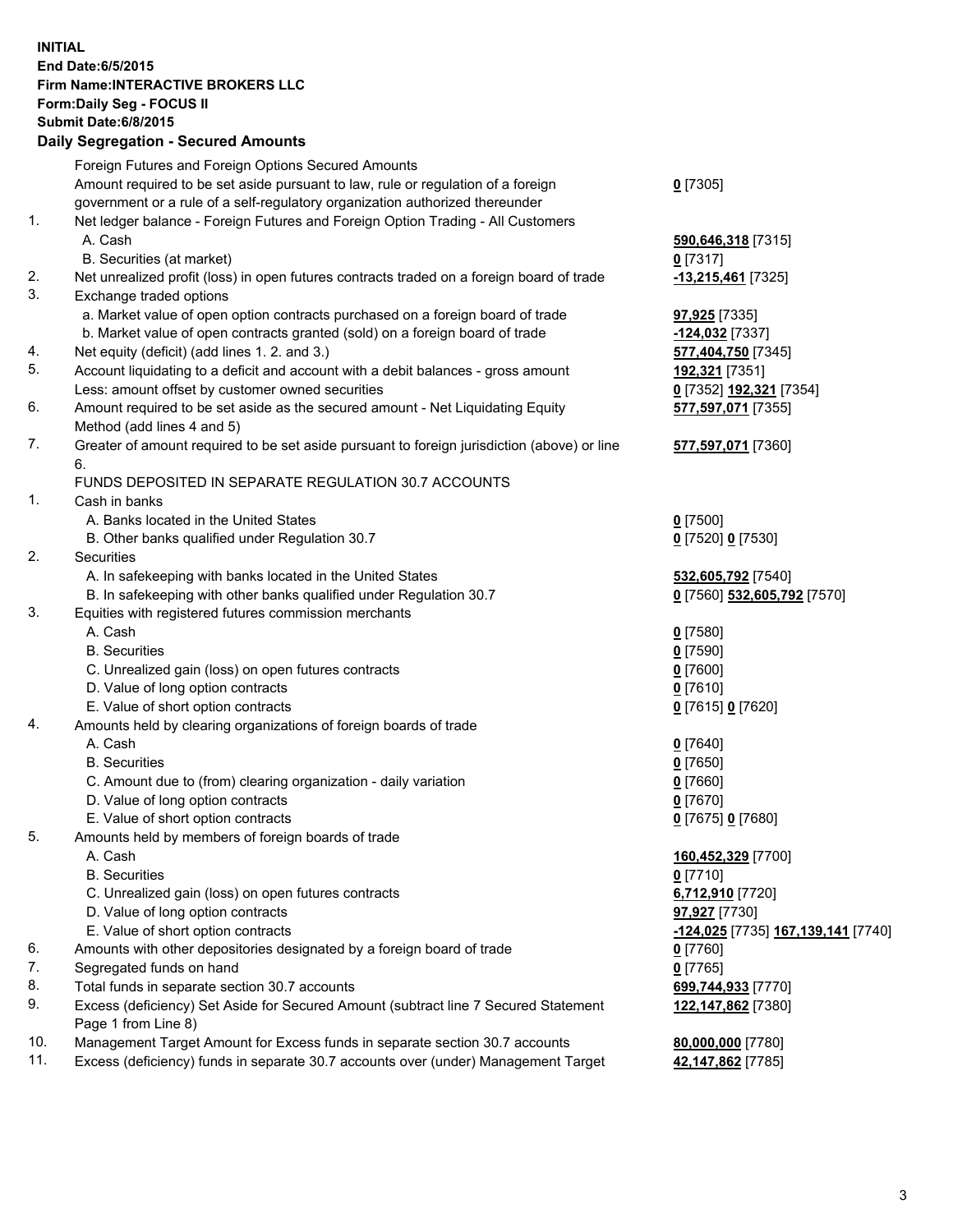**INITIAL**
**End Date:6/5/2015**
**Firm Name:INTERACTIVE BROKERS LLC**
**Form:Daily Seg - FOCUS II**
**Submit Date:6/8/2015**

## Daily Segregation - Secured Amounts

| | | |
|---|---|---|
| | Foreign Futures and Foreign Options Secured Amounts | |
| | Amount required to be set aside pursuant to law, rule or regulation of a foreign government or a rule of a self-regulatory organization authorized thereunder | **0** [7305] |
| 1. | Net ledger balance - Foreign Futures and Foreign Option Trading - All Customers | |
| | A. Cash | **590,646,318** [7315] |
| | B. Securities (at market) | **0** [7317] |
| 2. | Net unrealized profit (loss) in open futures contracts traded on a foreign board of trade | **-13,215,461** [7325] |
| 3. | Exchange traded options | |
| | a. Market value of open option contracts purchased on a foreign board of trade | **97,925** [7335] |
| | b. Market value of open contracts granted (sold) on a foreign board of trade | **-124,032** [7337] |
| 4. | Net equity (deficit) (add lines 1. 2. and 3.) | **577,404,750** [7345] |
| 5. | Account liquidating to a deficit and account with a debit balances - gross amount | **192,321** [7351] |
| | Less: amount offset by customer owned securities | **0** [7352] **192,321** [7354] |
| 6. | Amount required to be set aside as the secured amount - Net Liquidating Equity Method (add lines 4 and 5) | **577,597,071** [7355] |
| 7. | Greater of amount required to be set aside pursuant to foreign jurisdiction (above) or line 6. | **577,597,071** [7360] |
| | FUNDS DEPOSITED IN SEPARATE REGULATION 30.7 ACCOUNTS | |
| 1. | Cash in banks | |
| | A. Banks located in the United States | **0** [7500] |
| | B. Other banks qualified under Regulation 30.7 | **0** [7520] **0** [7530] |
| 2. | Securities | |
| | A. In safekeeping with banks located in the United States | **532,605,792** [7540] |
| | B. In safekeeping with other banks qualified under Regulation 30.7 | **0** [7560] **532,605,792** [7570] |
| 3. | Equities with registered futures commission merchants | |
| | A. Cash | **0** [7580] |
| | B. Securities | **0** [7590] |
| | C. Unrealized gain (loss) on open futures contracts | **0** [7600] |
| | D. Value of long option contracts | **0** [7610] |
| | E. Value of short option contracts | **0** [7615] **0** [7620] |
| 4. | Amounts held by clearing organizations of foreign boards of trade | |
| | A. Cash | **0** [7640] |
| | B. Securities | **0** [7650] |
| | C. Amount due to (from) clearing organization - daily variation | **0** [7660] |
| | D. Value of long option contracts | **0** [7670] |
| | E. Value of short option contracts | **0** [7675] **0** [7680] |
| 5. | Amounts held by members of foreign boards of trade | |
| | A. Cash | **160,452,329** [7700] |
| | B. Securities | **0** [7710] |
| | C. Unrealized gain (loss) on open futures contracts | **6,712,910** [7720] |
| | D. Value of long option contracts | **97,927** [7730] |
| | E. Value of short option contracts | **-124,025** [7735] **167,139,141** [7740] |
| 6. | Amounts with other depositories designated by a foreign board of trade | **0** [7760] |
| 7. | Segregated funds on hand | **0** [7765] |
| 8. | Total funds in separate section 30.7 accounts | **699,744,933** [7770] |
| 9. | Excess (deficiency) Set Aside for Secured Amount (subtract line 7 Secured Statement Page 1 from Line 8) | **122,147,862** [7380] |
| 10. | Management Target Amount for Excess funds in separate section 30.7 accounts | **80,000,000** [7780] |
| 11. | Excess (deficiency) funds in separate 30.7 accounts over (under) Management Target | **42,147,862** [7785] |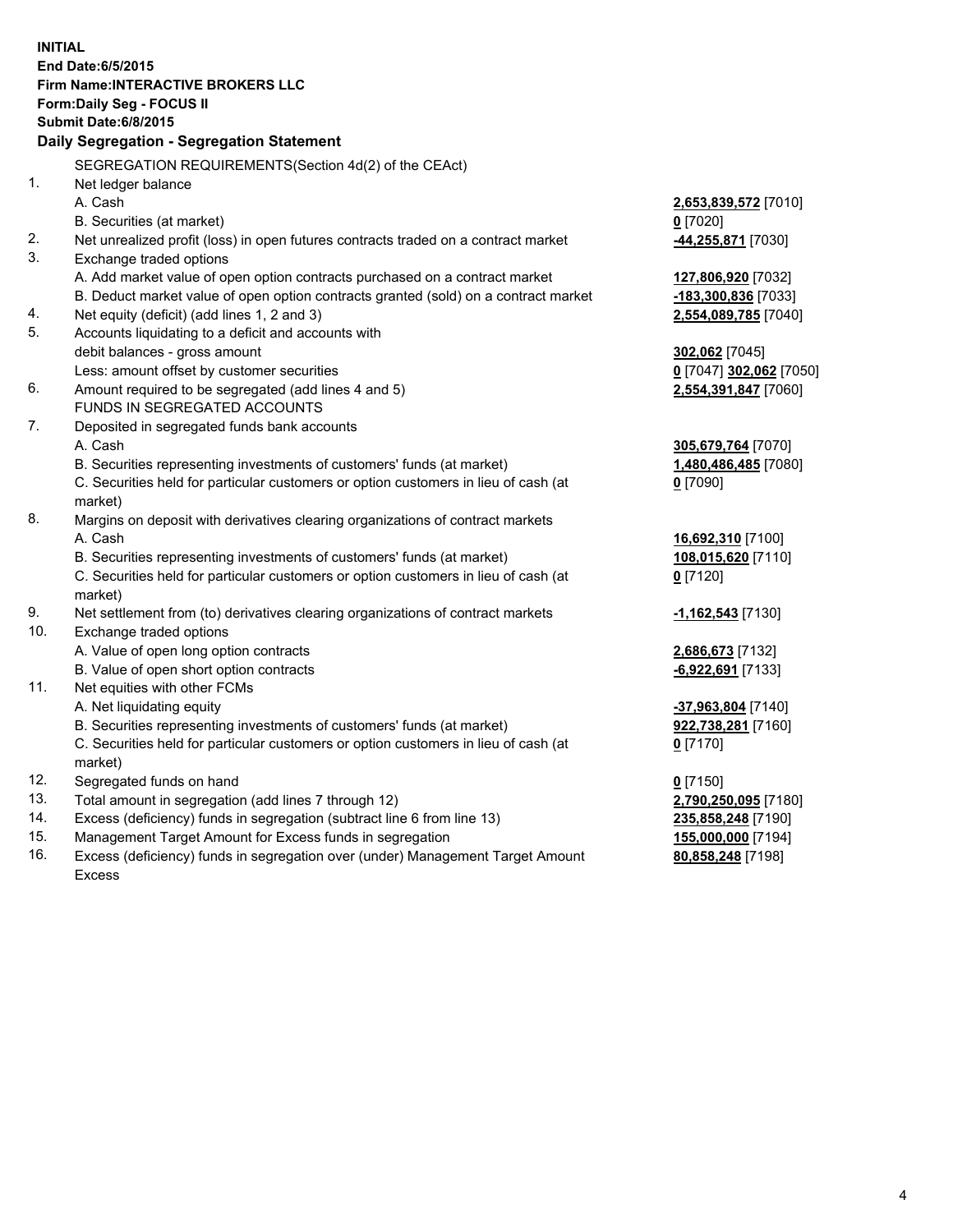**INITIAL**
**End Date:6/5/2015**
**Firm Name:INTERACTIVE BROKERS LLC**
**Form:Daily Seg - FOCUS II**
**Submit Date:6/8/2015**

**Daily Segregation - Segregation Statement**

| | | |
|---|---|---|
| | SEGREGATION REQUIREMENTS(Section 4d(2) of the CEAct) | |
| 1. | Net ledger balance | |
| | A. Cash | **2,653,839,572** [7010] |
| | B. Securities (at market) | **0** [7020] |
| 2. | Net unrealized profit (loss) in open futures contracts traded on a contract market | **-44,255,871** [7030] |
| 3. | Exchange traded options | |
| | A. Add market value of open option contracts purchased on a contract market | **127,806,920** [7032] |
| | B. Deduct market value of open option contracts granted (sold) on a contract market | **-183,300,836** [7033] |
| 4. | Net equity (deficit) (add lines 1, 2 and 3) | **2,554,089,785** [7040] |
| 5. | Accounts liquidating to a deficit and accounts with | |
| | debit balances - gross amount | **302,062** [7045] |
| | Less: amount offset by customer securities | **0** [7047] **302,062** [7050] |
| 6. | Amount required to be segregated (add lines 4 and 5) | **2,554,391,847** [7060] |
| | FUNDS IN SEGREGATED ACCOUNTS | |
| 7. | Deposited in segregated funds bank accounts | |
| | A. Cash | **305,679,764** [7070] |
| | B. Securities representing investments of customers' funds (at market) | **1,480,486,485** [7080] |
| | C. Securities held for particular customers or option customers in lieu of cash (at market) | **0** [7090] |
| 8. | Margins on deposit with derivatives clearing organizations of contract markets | |
| | A. Cash | **16,692,310** [7100] |
| | B. Securities representing investments of customers' funds (at market) | **108,015,620** [7110] |
| | C. Securities held for particular customers or option customers in lieu of cash (at market) | **0** [7120] |
| 9. | Net settlement from (to) derivatives clearing organizations of contract markets | **-1,162,543** [7130] |
| 10. | Exchange traded options | |
| | A. Value of open long option contracts | **2,686,673** [7132] |
| | B. Value of open short option contracts | **-6,922,691** [7133] |
| 11. | Net equities with other FCMs | |
| | A. Net liquidating equity | **-37,963,804** [7140] |
| | B. Securities representing investments of customers' funds (at market) | **922,738,281** [7160] |
| | C. Securities held for particular customers or option customers in lieu of cash (at market) | **0** [7170] |
| 12. | Segregated funds on hand | **0** [7150] |
| 13. | Total amount in segregation (add lines 7 through 12) | **2,790,250,095** [7180] |
| 14. | Excess (deficiency) funds in segregation (subtract line 6 from line 13) | **235,858,248** [7190] |
| 15. | Management Target Amount for Excess funds in segregation | **155,000,000** [7194] |
| 16. | Excess (deficiency) funds in segregation over (under) Management Target Amount Excess | **80,858,248** [7198] |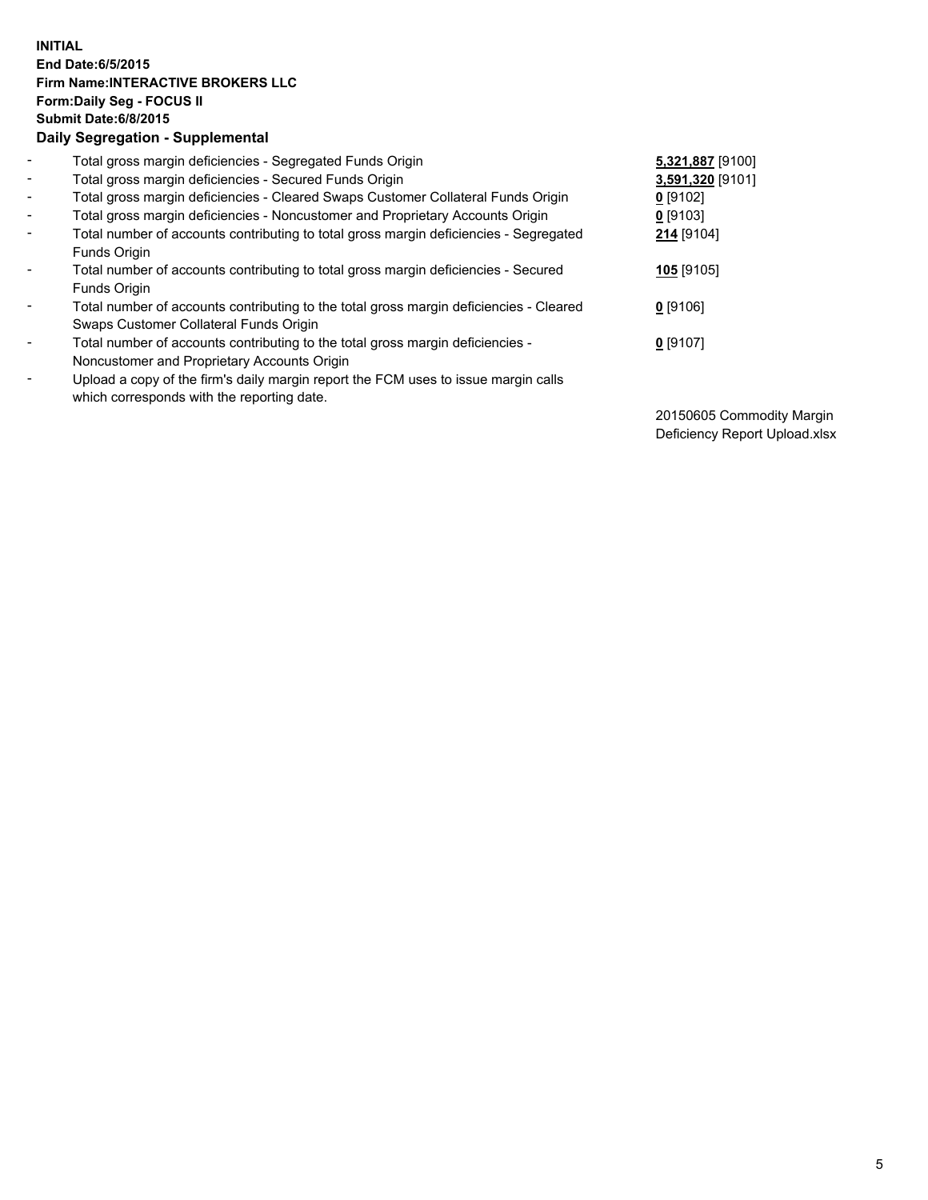**INITIAL**
**End Date:6/5/2015**
**Firm Name:INTERACTIVE BROKERS LLC**
**Form:Daily Seg - FOCUS II**
**Submit Date:6/8/2015**

### Daily Segregation - Supplemental

| | | |
|---|---|---|
| - | Total gross margin deficiencies - Segregated Funds Origin | **5,321,887** [9100] |
| - | Total gross margin deficiencies - Secured Funds Origin | **3,591,320** [9101] |
| - | Total gross margin deficiencies - Cleared Swaps Customer Collateral Funds Origin | **0** [9102] |
| - | Total gross margin deficiencies - Noncustomer and Proprietary Accounts Origin | **0** [9103] |
| - | Total number of accounts contributing to total gross margin deficiencies - Segregated Funds Origin | **214** [9104] |
| - | Total number of accounts contributing to total gross margin deficiencies - Secured Funds Origin | **105** [9105] |
| - | Total number of accounts contributing to the total gross margin deficiencies - Cleared Swaps Customer Collateral Funds Origin | **0** [9106] |
| - | Total number of accounts contributing to the total gross margin deficiencies - Noncustomer and Proprietary Accounts Origin | **0** [9107] |
| - | Upload a copy of the firm's daily margin report the FCM uses to issue margin calls which corresponds with the reporting date. | 20150605 Commodity Margin Deficiency Report Upload.xlsx |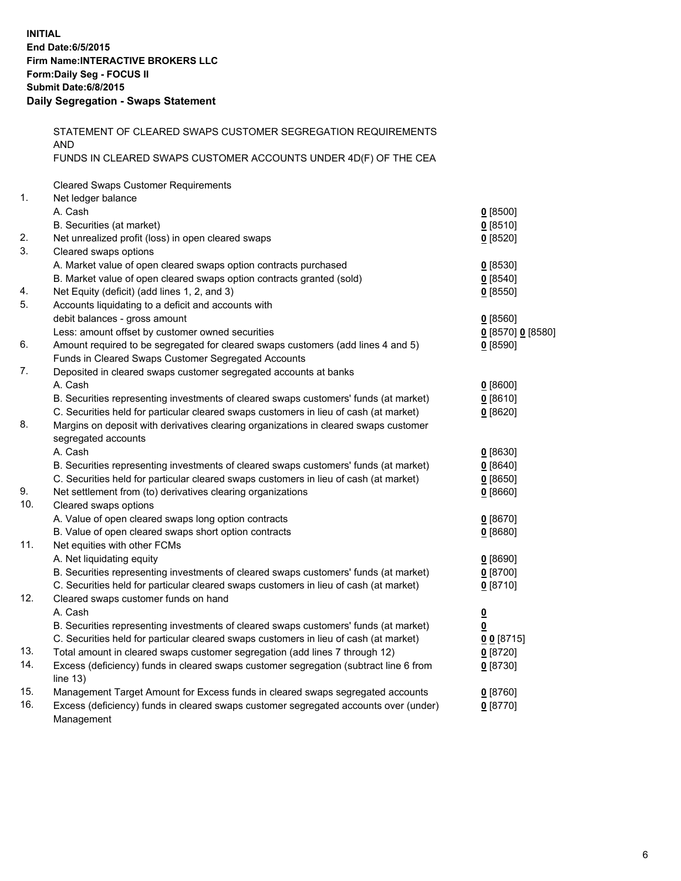**INITIAL**
**End Date:6/5/2015**
**Firm Name:INTERACTIVE BROKERS LLC**
**Form:Daily Seg - FOCUS II**
**Submit Date:6/8/2015**
**Daily Segregation - Swaps Statement**

STATEMENT OF CLEARED SWAPS CUSTOMER SEGREGATION REQUIREMENTS AND FUNDS IN CLEARED SWAPS CUSTOMER ACCOUNTS UNDER 4D(F) OF THE CEA

| | | |
|---|---|---|
| | Cleared Swaps Customer Requirements | |
| 1. | Net ledger balance | |
| | A. Cash | 0 [8500] |
| | B. Securities (at market) | 0 [8510] |
| 2. | Net unrealized profit (loss) in open cleared swaps | 0 [8520] |
| 3. | Cleared swaps options | |
| | A. Market value of open cleared swaps option contracts purchased | 0 [8530] |
| | B. Market value of open cleared swaps option contracts granted (sold) | 0 [8540] |
| 4. | Net Equity (deficit) (add lines 1, 2, and 3) | 0 [8550] |
| 5. | Accounts liquidating to a deficit and accounts with debit balances - gross amount | 0 [8560] |
| | Less: amount offset by customer owned securities | 0 [8570] 0 [8580] |
| 6. | Amount required to be segregated for cleared swaps customers (add lines 4 and 5) | 0 [8590] |
| | Funds in Cleared Swaps Customer Segregated Accounts | |
| 7. | Deposited in cleared swaps customer segregated accounts at banks | |
| | A. Cash | 0 [8600] |
| | B. Securities representing investments of cleared swaps customers' funds (at market) | 0 [8610] |
| | C. Securities held for particular cleared swaps customers in lieu of cash (at market) | 0 [8620] |
| 8. | Margins on deposit with derivatives clearing organizations in cleared swaps customer segregated accounts | |
| | A. Cash | 0 [8630] |
| | B. Securities representing investments of cleared swaps customers' funds (at market) | 0 [8640] |
| | C. Securities held for particular cleared swaps customers in lieu of cash (at market) | 0 [8650] |
| 9. | Net settlement from (to) derivatives clearing organizations | 0 [8660] |
| 10. | Cleared swaps options | |
| | A. Value of open cleared swaps long option contracts | 0 [8670] |
| | B. Value of open cleared swaps short option contracts | 0 [8680] |
| 11. | Net equities with other FCMs | |
| | A. Net liquidating equity | 0 [8690] |
| | B. Securities representing investments of cleared swaps customers' funds (at market) | 0 [8700] |
| | C. Securities held for particular cleared swaps customers in lieu of cash (at market) | 0 [8710] |
| 12. | Cleared swaps customer funds on hand | |
| | A. Cash | 0 |
| | B. Securities representing investments of cleared swaps customers' funds (at market) | 0 |
| | C. Securities held for particular cleared swaps customers in lieu of cash (at market) | 0 0 [8715] |
| 13. | Total amount in cleared swaps customer segregation (add lines 7 through 12) | 0 [8720] |
| 14. | Excess (deficiency) funds in cleared swaps customer segregation (subtract line 6 from line 13) | 0 [8730] |
| 15. | Management Target Amount for Excess funds in cleared swaps segregated accounts | 0 [8760] |
| 16. | Excess (deficiency) funds in cleared swaps customer segregated accounts over (under) Management | 0 [8770] |